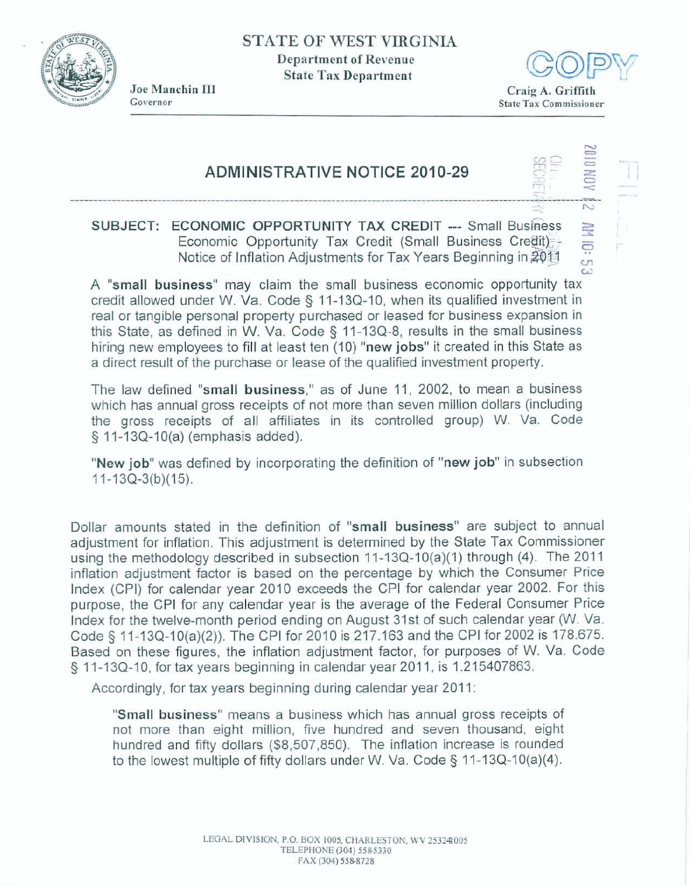STATE OF WEST VIRGINIA

Department of Revenue

State Tax Department

Joe Manchin III
Governor

COPY

Craig A. Griffith
State Tax Commissioner

# ADMINISTRATIVE NOTICE 2010-29

**SUBJECT: ECONOMIC OPPORTUNITY TAX CREDIT --- Small Business Economic Opportunity Tax Credit (Small Business Credit) - Notice of Inflation Adjustments for Tax Years Beginning in 2011**

A "**small business**" may claim the small business economic opportunity tax credit allowed under W. Va. Code § 11-13Q-10, when its qualified investment in real or tangible personal property purchased or leased for business expansion in this State, as defined in W. Va. Code § 11-13Q-8, results in the small business hiring new employees to fill at least ten (10) "**new jobs**" it created in this State as a direct result of the purchase or lease of the qualified investment property.

The law defined "**small business**," as of June 11, 2002, to mean a business which has annual gross receipts of not more than seven million dollars (including the gross receipts of all affiliates in its controlled group) W. Va. Code § 11-13Q-10(a) (emphasis added).

"**New job**" was defined by incorporating the definition of "**new job**" in subsection 11-13Q-3(b)(15).

Dollar amounts stated in the definition of "**small business**" are subject to annual adjustment for inflation. This adjustment is determined by the State Tax Commissioner using the methodology described in subsection 11-13Q-10(a)(1) through (4). The 2011 inflation adjustment factor is based on the percentage by which the Consumer Price Index (CPI) for calendar year 2010 exceeds the CPI for calendar year 2002. For this purpose, the CPI for any calendar year is the average of the Federal Consumer Price Index for the twelve-month period ending on August 31st of such calendar year (W. Va. Code § 11-13Q-10(a)(2)). The CPI for 2010 is 217.163 and the CPI for 2002 is 178.675. Based on these figures, the inflation adjustment factor, for purposes of W. Va. Code § 11-13Q-10, for tax years beginning in calendar year 2011, is 1.215407863.

Accordingly, for tax years beginning during calendar year 2011:

> "**Small business**" means a business which has annual gross receipts of not more than eight million, five hundred and seven thousand, eight hundred and fifty dollars ($8,507,850). The inflation increase is rounded to the lowest multiple of fifty dollars under W. Va. Code § 11-13Q-10(a)(4).

LEGAL DIVISION, P.O. BOX 1005, CHARLESTON, WV 25324-1005
TELEPHONE (304) 558-5330
FAX (304) 558-8728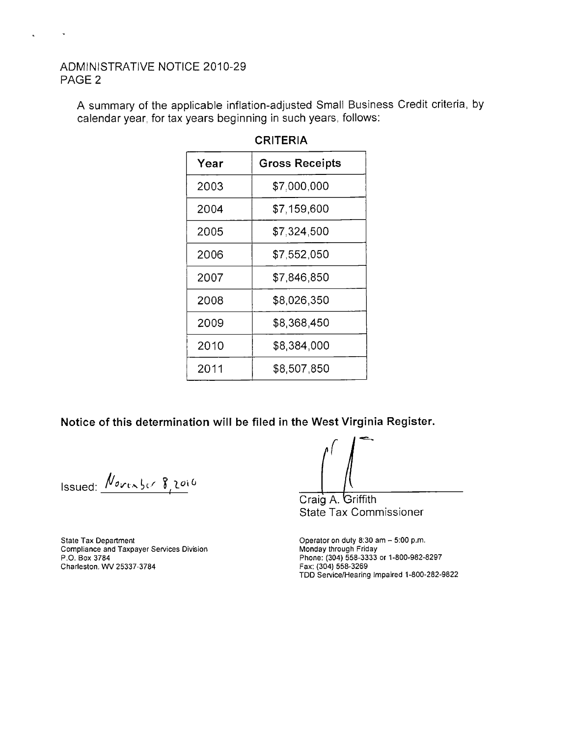A summary of the applicable inflation-adjusted Small Business Credit criteria, by calendar year, for tax years beginning in such years, follows:

**CRITERIA**

| Year | Gross Receipts |
|---|---|
| 2003 | $7,000,000 |
| 2004 | $7,159,600 |
| 2005 | $7,324,500 |
| 2006 | $7,552,050 |
| 2007 | $7,846,850 |
| 2008 | $8,026,350 |
| 2009 | $8,368,450 |
| 2010 | $8,384,000 |
| 2011 | $8,507,850 |

**Notice of this determination will be filed in the West Virginia Register.**

Issued: November 8, 2010

Craig A. Griffith
State Tax Commissioner

State Tax Department
Compliance and Taxpayer Services Division
P.O. Box 3784
Charleston, WV 25337-3784

Operator on duty 8:30 am – 5:00 p.m.
Monday through Friday
Phone: (304) 558-3333 or 1-800-982-8297
Fax: (304) 558-3269
TDD Service/Hearing Impaired 1-800-282-9822